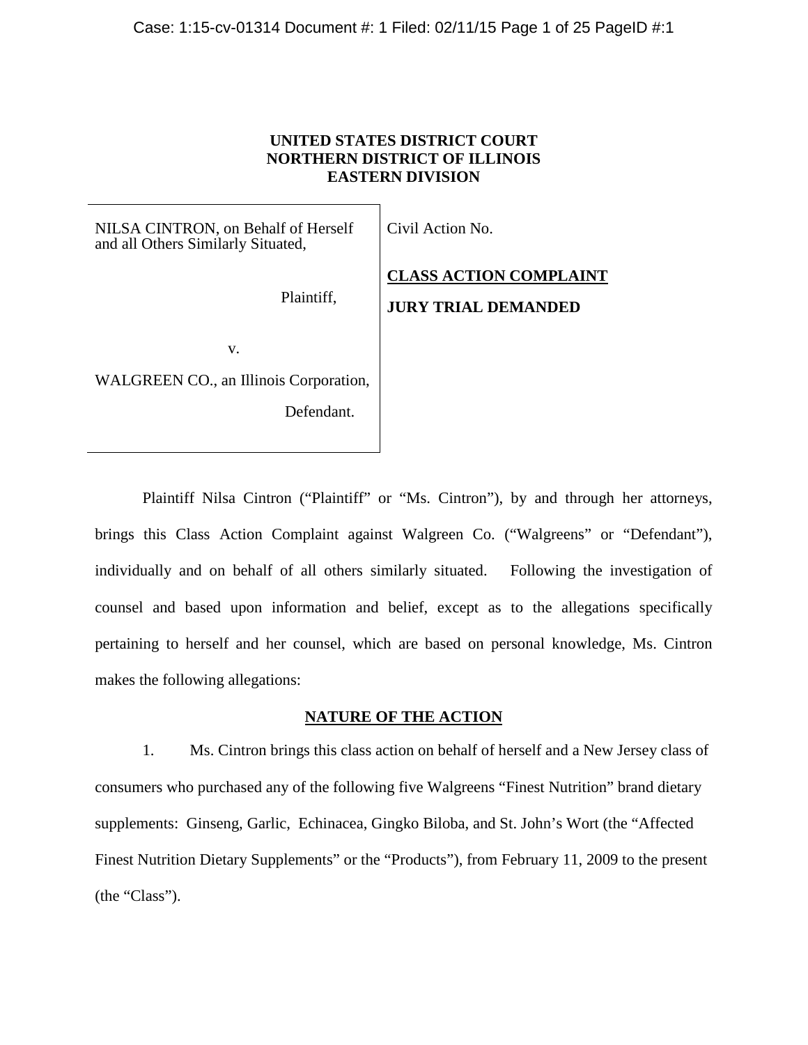**UNITED STATES DISTRICT COURT**
**NORTHERN DISTRICT OF ILLINOIS**
**EASTERN DIVISION**

| | |
|---|---|
| NILSA CINTRON, on Behalf of Herself and all Others Similarly Situated,<br><br>Plaintiff,<br><br>v.<br><br>WALGREEN CO., an Illinois Corporation,<br><br>Defendant. | Civil Action No.<br><br>**CLASS ACTION COMPLAINT**<br><br>**JURY TRIAL DEMANDED** |

Plaintiff Nilsa Cintron ("Plaintiff" or "Ms. Cintron"), by and through her attorneys, brings this Class Action Complaint against Walgreen Co. ("Walgreens" or "Defendant"), individually and on behalf of all others similarly situated. Following the investigation of counsel and based upon information and belief, except as to the allegations specifically pertaining to herself and her counsel, which are based on personal knowledge, Ms. Cintron makes the following allegations:

## NATURE OF THE ACTION

1. Ms. Cintron brings this class action on behalf of herself and a New Jersey class of consumers who purchased any of the following five Walgreens "Finest Nutrition" brand dietary supplements: Ginseng, Garlic, Echinacea, Gingko Biloba, and St. John's Wort (the "Affected Finest Nutrition Dietary Supplements" or the "Products"), from February 11, 2009 to the present (the "Class").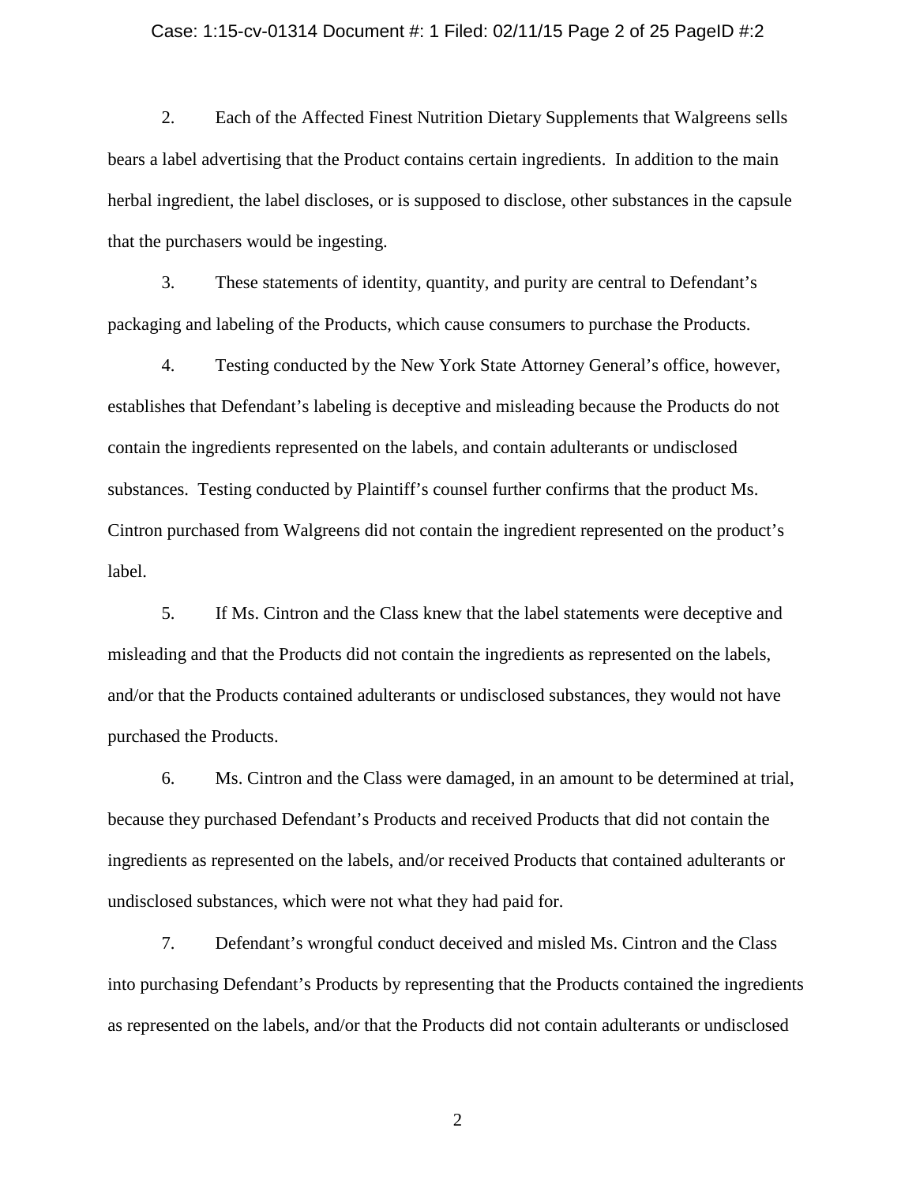2. Each of the Affected Finest Nutrition Dietary Supplements that Walgreens sells bears a label advertising that the Product contains certain ingredients. In addition to the main herbal ingredient, the label discloses, or is supposed to disclose, other substances in the capsule that the purchasers would be ingesting.

3. These statements of identity, quantity, and purity are central to Defendant's packaging and labeling of the Products, which cause consumers to purchase the Products.

4. Testing conducted by the New York State Attorney General's office, however, establishes that Defendant's labeling is deceptive and misleading because the Products do not contain the ingredients represented on the labels, and contain adulterants or undisclosed substances. Testing conducted by Plaintiff's counsel further confirms that the product Ms. Cintron purchased from Walgreens did not contain the ingredient represented on the product's label.

5. If Ms. Cintron and the Class knew that the label statements were deceptive and misleading and that the Products did not contain the ingredients as represented on the labels, and/or that the Products contained adulterants or undisclosed substances, they would not have purchased the Products.

6. Ms. Cintron and the Class were damaged, in an amount to be determined at trial, because they purchased Defendant's Products and received Products that did not contain the ingredients as represented on the labels, and/or received Products that contained adulterants or undisclosed substances, which were not what they had paid for.

7. Defendant's wrongful conduct deceived and misled Ms. Cintron and the Class into purchasing Defendant's Products by representing that the Products contained the ingredients as represented on the labels, and/or that the Products did not contain adulterants or undisclosed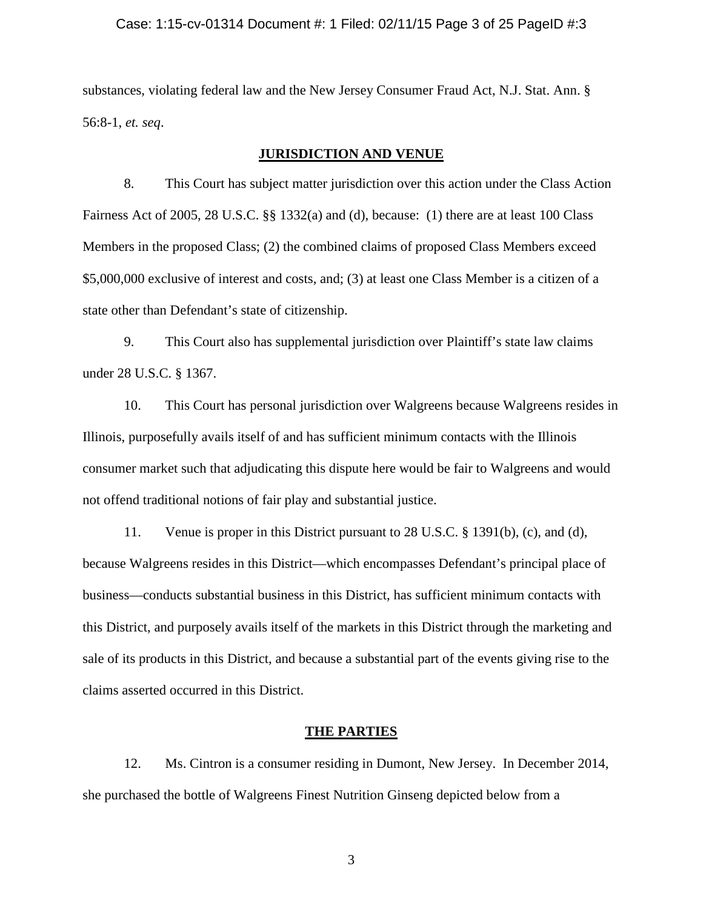substances, violating federal law and the New Jersey Consumer Fraud Act, N.J. Stat. Ann. § 56:8-1, *et. seq*.

## JURISDICTION AND VENUE

8. This Court has subject matter jurisdiction over this action under the Class Action Fairness Act of 2005, 28 U.S.C. §§ 1332(a) and (d), because: (1) there are at least 100 Class Members in the proposed Class; (2) the combined claims of proposed Class Members exceed $5,000,000 exclusive of interest and costs, and; (3) at least one Class Member is a citizen of a state other than Defendant's state of citizenship.

9. This Court also has supplemental jurisdiction over Plaintiff's state law claims under 28 U.S.C. § 1367.

10. This Court has personal jurisdiction over Walgreens because Walgreens resides in Illinois, purposefully avails itself of and has sufficient minimum contacts with the Illinois consumer market such that adjudicating this dispute here would be fair to Walgreens and would not offend traditional notions of fair play and substantial justice.

11. Venue is proper in this District pursuant to 28 U.S.C. § 1391(b), (c), and (d), because Walgreens resides in this District—which encompasses Defendant's principal place of business—conducts substantial business in this District, has sufficient minimum contacts with this District, and purposely avails itself of the markets in this District through the marketing and sale of its products in this District, and because a substantial part of the events giving rise to the claims asserted occurred in this District.

## THE PARTIES

12. Ms. Cintron is a consumer residing in Dumont, New Jersey. In December 2014, she purchased the bottle of Walgreens Finest Nutrition Ginseng depicted below from a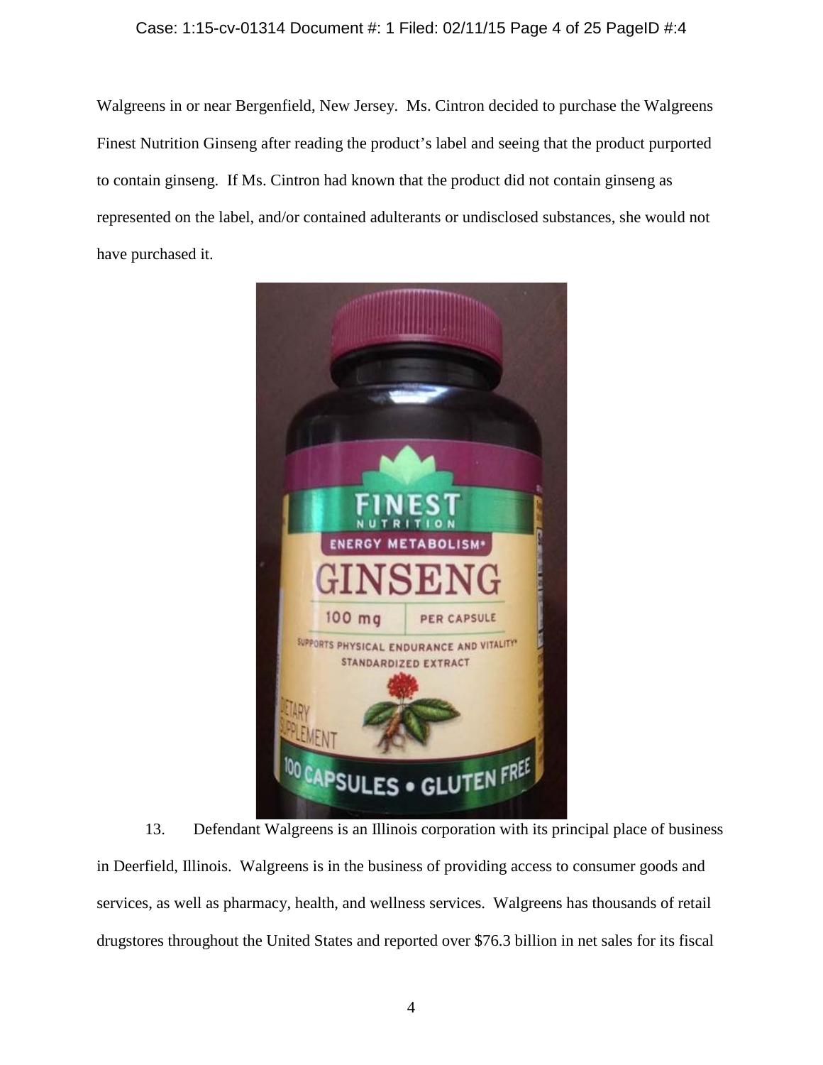Walgreens in or near Bergenfield, New Jersey. Ms. Cintron decided to purchase the Walgreens Finest Nutrition Ginseng after reading the product's label and seeing that the product purported to contain ginseng. If Ms. Cintron had known that the product did not contain ginseng as represented on the label, and/or contained adulterants or undisclosed substances, she would not have purchased it.

13. Defendant Walgreens is an Illinois corporation with its principal place of business in Deerfield, Illinois. Walgreens is in the business of providing access to consumer goods and services, as well as pharmacy, health, and wellness services. Walgreens has thousands of retail drugstores throughout the United States and reported over $76.3 billion in net sales for its fiscal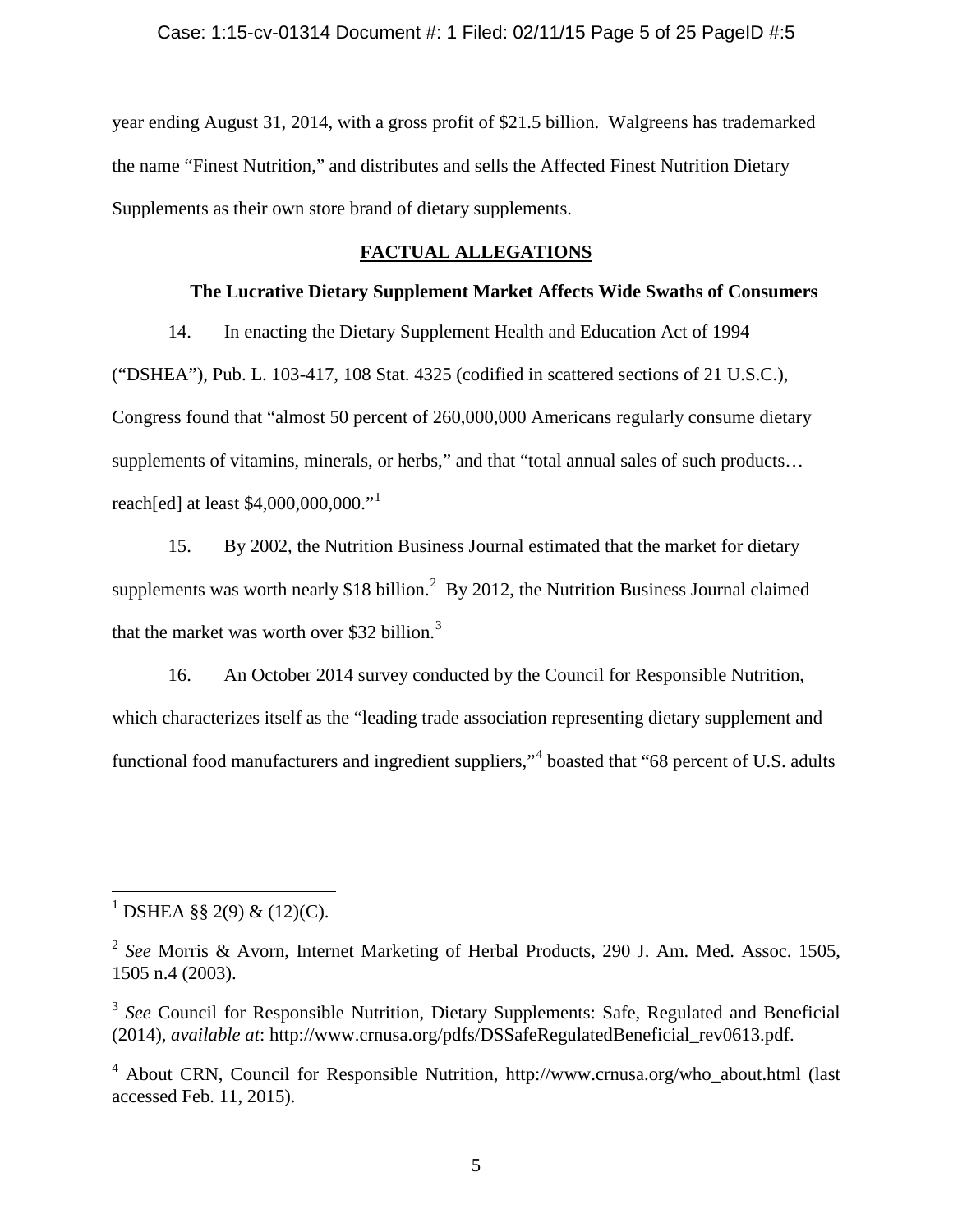year ending August 31, 2014, with a gross profit of $21.5 billion. Walgreens has trademarked the name “Finest Nutrition,” and distributes and sells the Affected Finest Nutrition Dietary Supplements as their own store brand of dietary supplements.

## FACTUAL ALLEGATIONS

### The Lucrative Dietary Supplement Market Affects Wide Swaths of Consumers

14. In enacting the Dietary Supplement Health and Education Act of 1994 (“DSHEA”), Pub. L. 103-417, 108 Stat. 4325 (codified in scattered sections of 21 U.S.C.), Congress found that “almost 50 percent of 260,000,000 Americans regularly consume dietary supplements of vitamins, minerals, or herbs,” and that “total annual sales of such products… reach[ed] at least $4,000,000,000.”[1]

15. By 2002, the Nutrition Business Journal estimated that the market for dietary supplements was worth nearly $18 billion.[2] By 2012, the Nutrition Business Journal claimed that the market was worth over $32 billion.[3]

16. An October 2014 survey conducted by the Council for Responsible Nutrition, which characterizes itself as the “leading trade association representing dietary supplement and functional food manufacturers and ingredient suppliers,”[4] boasted that “68 percent of U.S. adults

---

[1] DSHEA §§ 2(9) & (12)(C).

[2] *See* Morris & Avorn, Internet Marketing of Herbal Products, 290 J. Am. Med. Assoc. 1505, 1505 n.4 (2003).

[3] *See* Council for Responsible Nutrition, Dietary Supplements: Safe, Regulated and Beneficial (2014), *available at*: http://www.crnusa.org/pdfs/DSSafeRegulatedBeneficial_rev0613.pdf.

[4] About CRN, Council for Responsible Nutrition, http://www.crnusa.org/who_about.html (last accessed Feb. 11, 2015).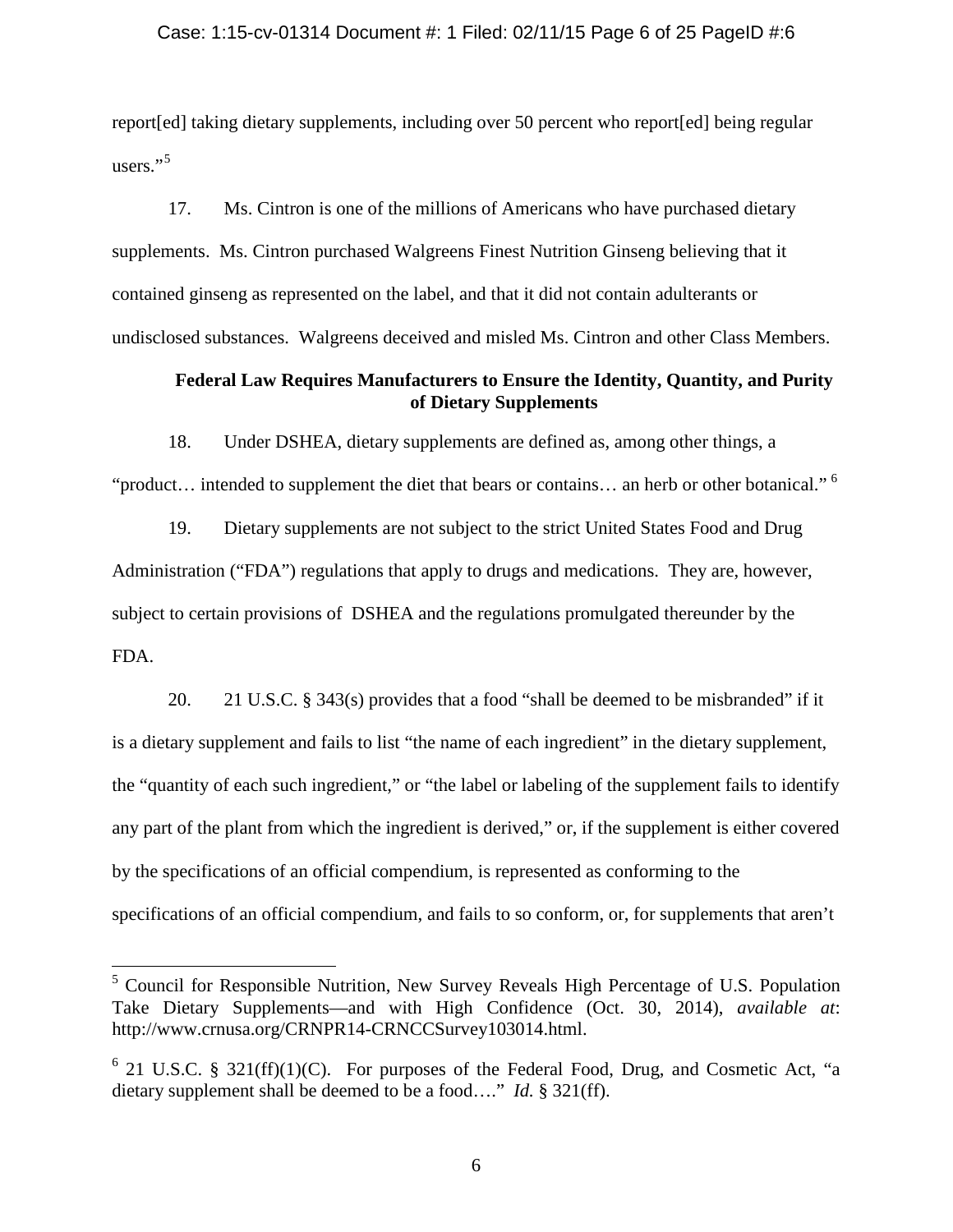report[ed] taking dietary supplements, including over 50 percent who report[ed] being regular users."[5]

17. Ms. Cintron is one of the millions of Americans who have purchased dietary supplements. Ms. Cintron purchased Walgreens Finest Nutrition Ginseng believing that it contained ginseng as represented on the label, and that it did not contain adulterants or undisclosed substances. Walgreens deceived and misled Ms. Cintron and other Class Members.

**Federal Law Requires Manufacturers to Ensure the Identity, Quantity, and Purity of Dietary Supplements**

18. Under DSHEA, dietary supplements are defined as, among other things, a "product… intended to supplement the diet that bears or contains… an herb or other botanical." [6]

19. Dietary supplements are not subject to the strict United States Food and Drug Administration ("FDA") regulations that apply to drugs and medications. They are, however, subject to certain provisions of DSHEA and the regulations promulgated thereunder by the FDA.

20. 21 U.S.C. § 343(s) provides that a food "shall be deemed to be misbranded" if it is a dietary supplement and fails to list "the name of each ingredient" in the dietary supplement, the "quantity of each such ingredient," or "the label or labeling of the supplement fails to identify any part of the plant from which the ingredient is derived," or, if the supplement is either covered by the specifications of an official compendium, is represented as conforming to the specifications of an official compendium, and fails to so conform, or, for supplements that aren't

---

[5] Council for Responsible Nutrition, New Survey Reveals High Percentage of U.S. Population Take Dietary Supplements—and with High Confidence (Oct. 30, 2014), *available at*: http://www.crnusa.org/CRNPR14-CRNCCSurvey103014.html.

[6] 21 U.S.C. § 321(ff)(1)(C). For purposes of the Federal Food, Drug, and Cosmetic Act, "a dietary supplement shall be deemed to be a food…." *Id.* § 321(ff).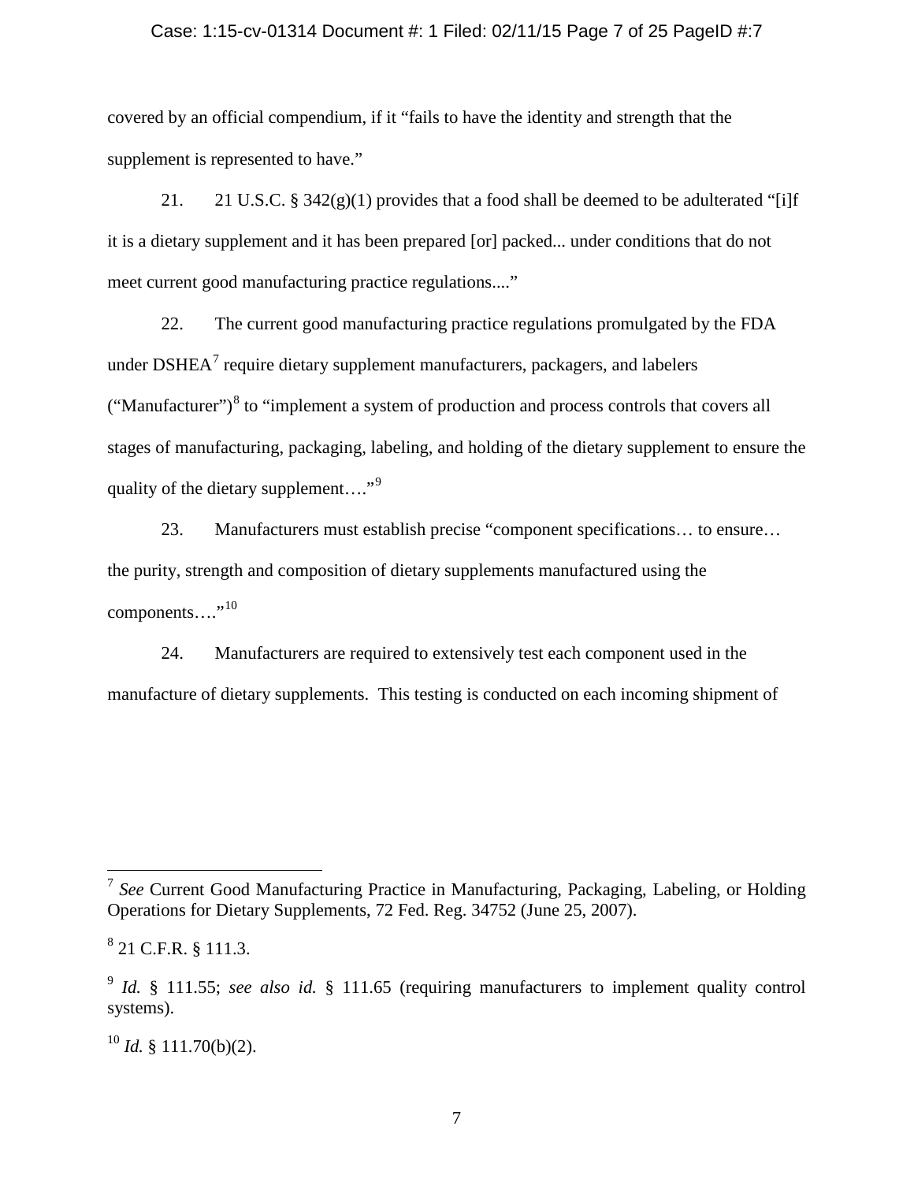covered by an official compendium, if it "fails to have the identity and strength that the supplement is represented to have."

21. 21 U.S.C. § 342(g)(1) provides that a food shall be deemed to be adulterated "[i]f it is a dietary supplement and it has been prepared [or] packed... under conditions that do not meet current good manufacturing practice regulations...."

22. The current good manufacturing practice regulations promulgated by the FDA under DSHEA[7] require dietary supplement manufacturers, packagers, and labelers ("Manufacturer")[8] to "implement a system of production and process controls that covers all stages of manufacturing, packaging, labeling, and holding of the dietary supplement to ensure the quality of the dietary supplement…."[9]

23. Manufacturers must establish precise "component specifications… to ensure… the purity, strength and composition of dietary supplements manufactured using the components…."[10]

24. Manufacturers are required to extensively test each component used in the manufacture of dietary supplements. This testing is conducted on each incoming shipment of

---

[7] *See* Current Good Manufacturing Practice in Manufacturing, Packaging, Labeling, or Holding Operations for Dietary Supplements, 72 Fed. Reg. 34752 (June 25, 2007).

[8] 21 C.F.R. § 111.3.

[9] *Id.* § 111.55; *see also id.* § 111.65 (requiring manufacturers to implement quality control systems).

[10] *Id.* § 111.70(b)(2).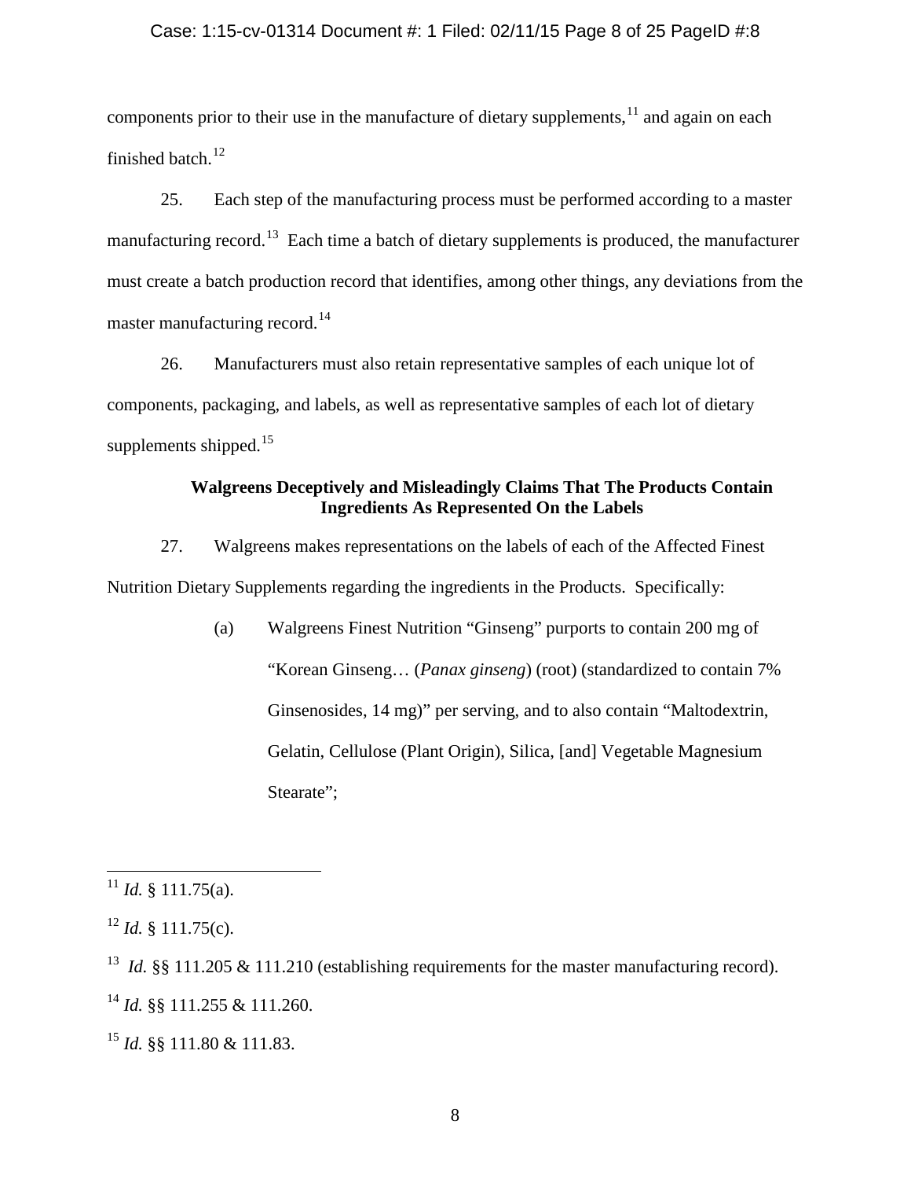components prior to their use in the manufacture of dietary supplements,[11] and again on each finished batch.[12]

25. Each step of the manufacturing process must be performed according to a master manufacturing record.[13] Each time a batch of dietary supplements is produced, the manufacturer must create a batch production record that identifies, among other things, any deviations from the master manufacturing record.[14]

26. Manufacturers must also retain representative samples of each unique lot of components, packaging, and labels, as well as representative samples of each lot of dietary supplements shipped.[15]

**Walgreens Deceptively and Misleadingly Claims That The Products Contain Ingredients As Represented On the Labels**

27. Walgreens makes representations on the labels of each of the Affected Finest Nutrition Dietary Supplements regarding the ingredients in the Products. Specifically:

(a) Walgreens Finest Nutrition "Ginseng" purports to contain 200 mg of "Korean Ginseng… (*Panax ginseng*) (root) (standardized to contain 7% Ginsenosides, 14 mg)" per serving, and to also contain "Maltodextrin, Gelatin, Cellulose (Plant Origin), Silica, [and] Vegetable Magnesium Stearate";

---

[11] *Id.* § 111.75(a).

[12] *Id.* § 111.75(c).

[13] *Id.* §§ 111.205 & 111.210 (establishing requirements for the master manufacturing record).

[14] *Id.* §§ 111.255 & 111.260.

[15] *Id.* §§ 111.80 & 111.83.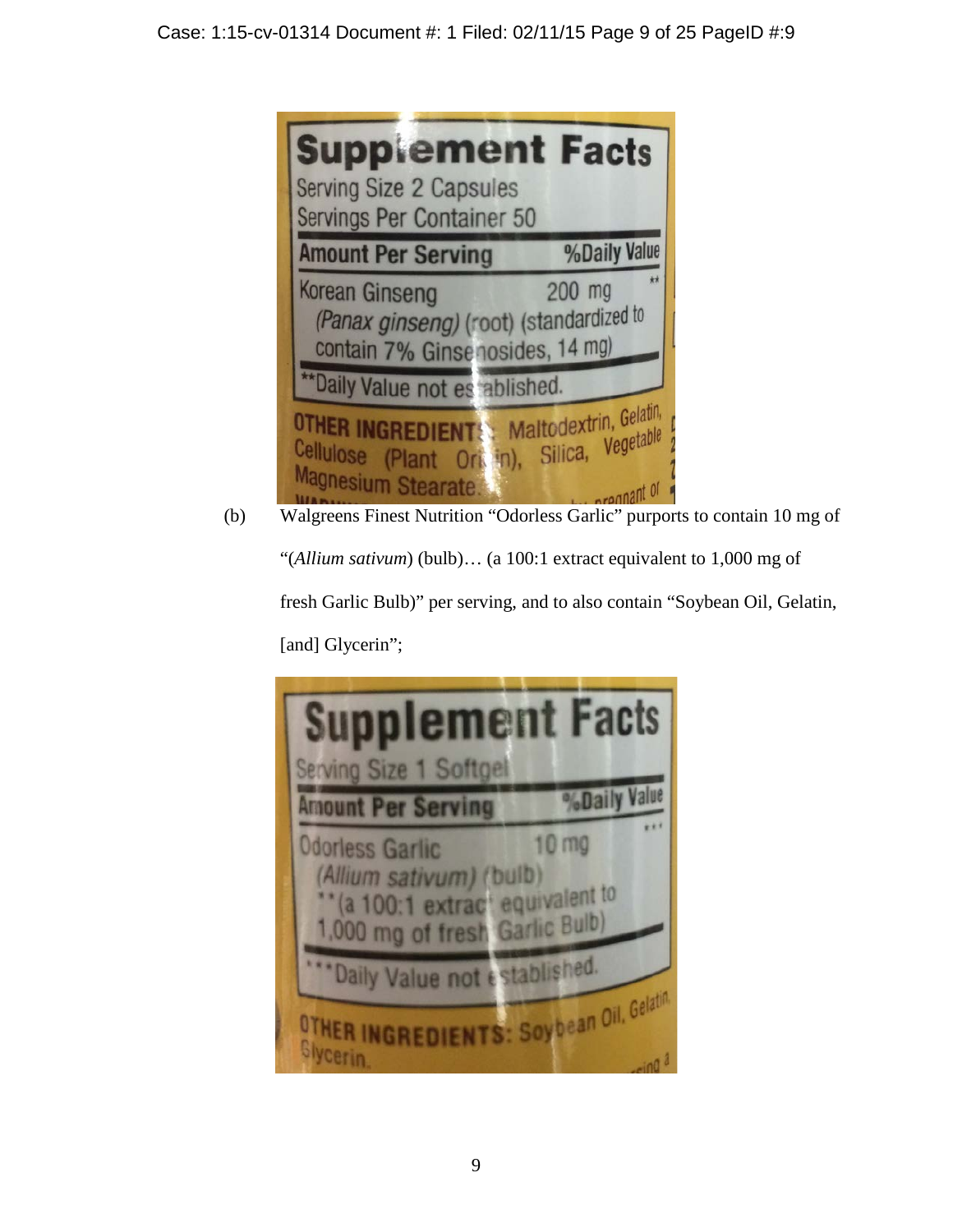(b) Walgreens Finest Nutrition "Odorless Garlic" purports to contain 10 mg of "(*Allium sativum*) (bulb)… (a 100:1 extract equivalent to 1,000 mg of fresh Garlic Bulb)" per serving, and to also contain "Soybean Oil, Gelatin, [and] Glycerin";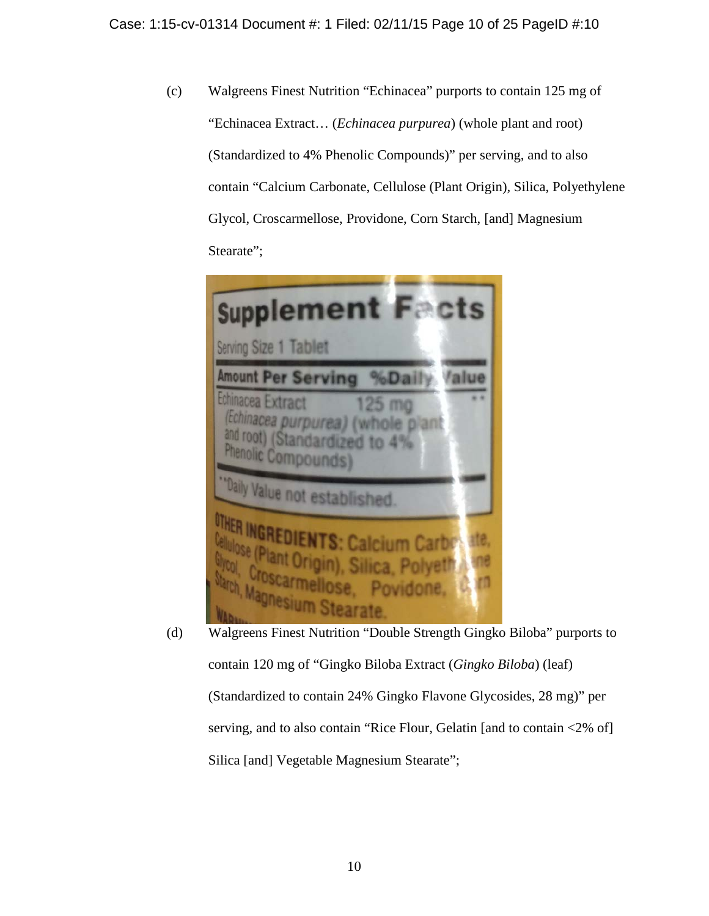(c) Walgreens Finest Nutrition "Echinacea" purports to contain 125 mg of "Echinacea Extract… (*Echinacea purpurea*) (whole plant and root) (Standardized to 4% Phenolic Compounds)" per serving, and to also contain "Calcium Carbonate, Cellulose (Plant Origin), Silica, Polyethylene Glycol, Croscarmellose, Providone, Corn Starch, [and] Magnesium Stearate";

(d) Walgreens Finest Nutrition "Double Strength Gingko Biloba" purports to contain 120 mg of "Gingko Biloba Extract (*Gingko Biloba*) (leaf) (Standardized to contain 24% Gingko Flavone Glycosides, 28 mg)" per serving, and to also contain "Rice Flour, Gelatin [and to contain <2% of] Silica [and] Vegetable Magnesium Stearate";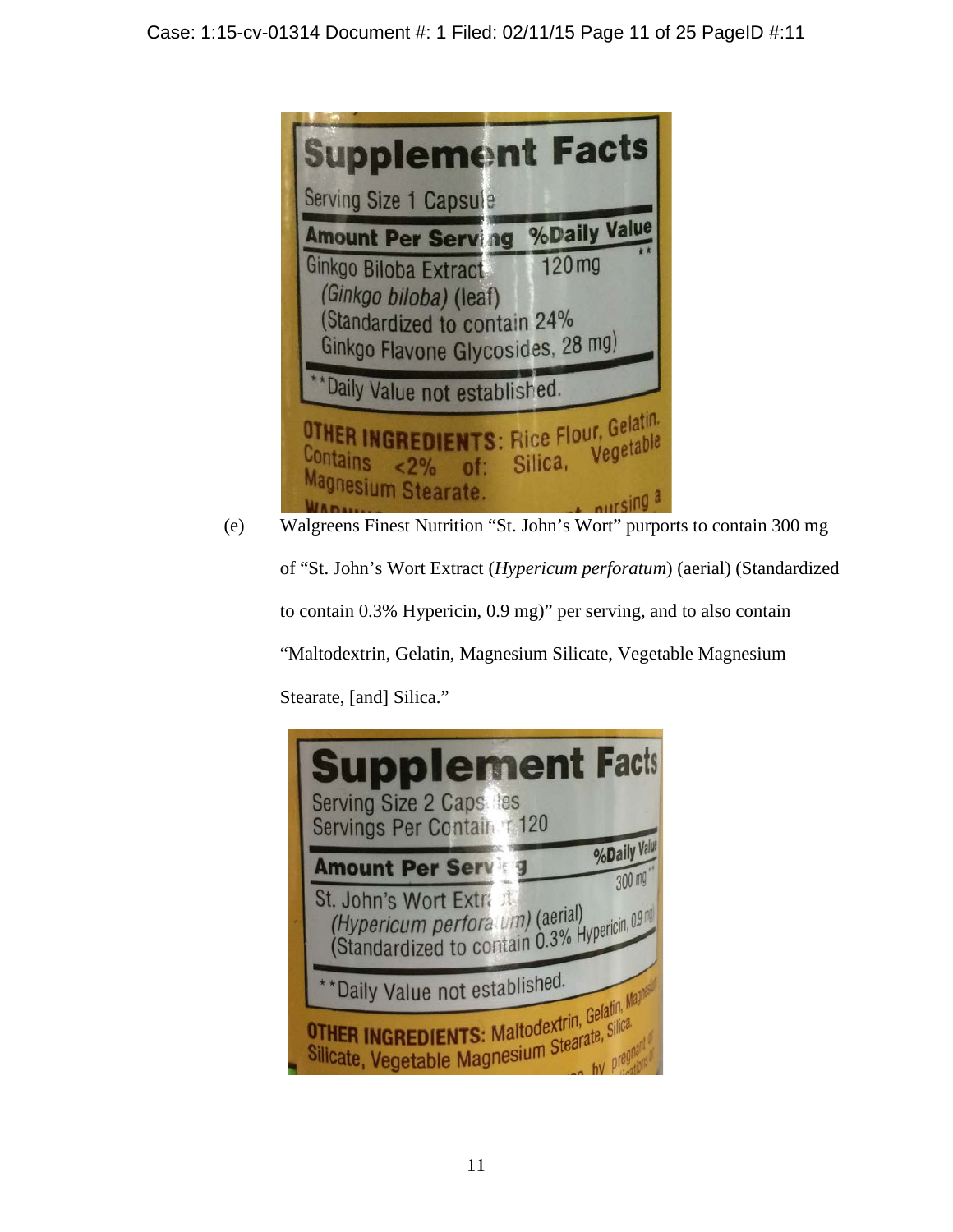**Supplement Facts**

Serving Size 1 Capsule

| Amount Per Serving | %Daily Value |
|---|---|
| Ginkgo Biloba Extract (*Ginkgo biloba*) (leaf) (Standardized to contain 24% Ginkgo Flavone Glycosides, 28 mg) 120 mg | ** |

**Daily Value not established.

**OTHER INGREDIENTS:** Rice Flour, Gelatin. Contains <2% of: Silica, Vegetable Magnesium Stearate.

(e) Walgreens Finest Nutrition "St. John's Wort" purports to contain 300 mg of "St. John's Wort Extract (*Hypericum perforatum*) (aerial) (Standardized to contain 0.3% Hypericin, 0.9 mg)" per serving, and to also contain "Maltodextrin, Gelatin, Magnesium Silicate, Vegetable Magnesium Stearate, [and] Silica."

**Supplement Facts**

Serving Size 2 Capsules
Servings Per Container 120

| Amount Per Serving | | %Daily Value |
|---|---|---|
| St. John's Wort Extract (*Hypericum perforatum*) (aerial) (Standardized to contain 0.3% Hypericin, 0.9 mg) | 300 mg | ** |

**Daily Value not established.

**OTHER INGREDIENTS:** Maltodextrin, Gelatin, Magnesium Silicate, Vegetable Magnesium Stearate, Silica.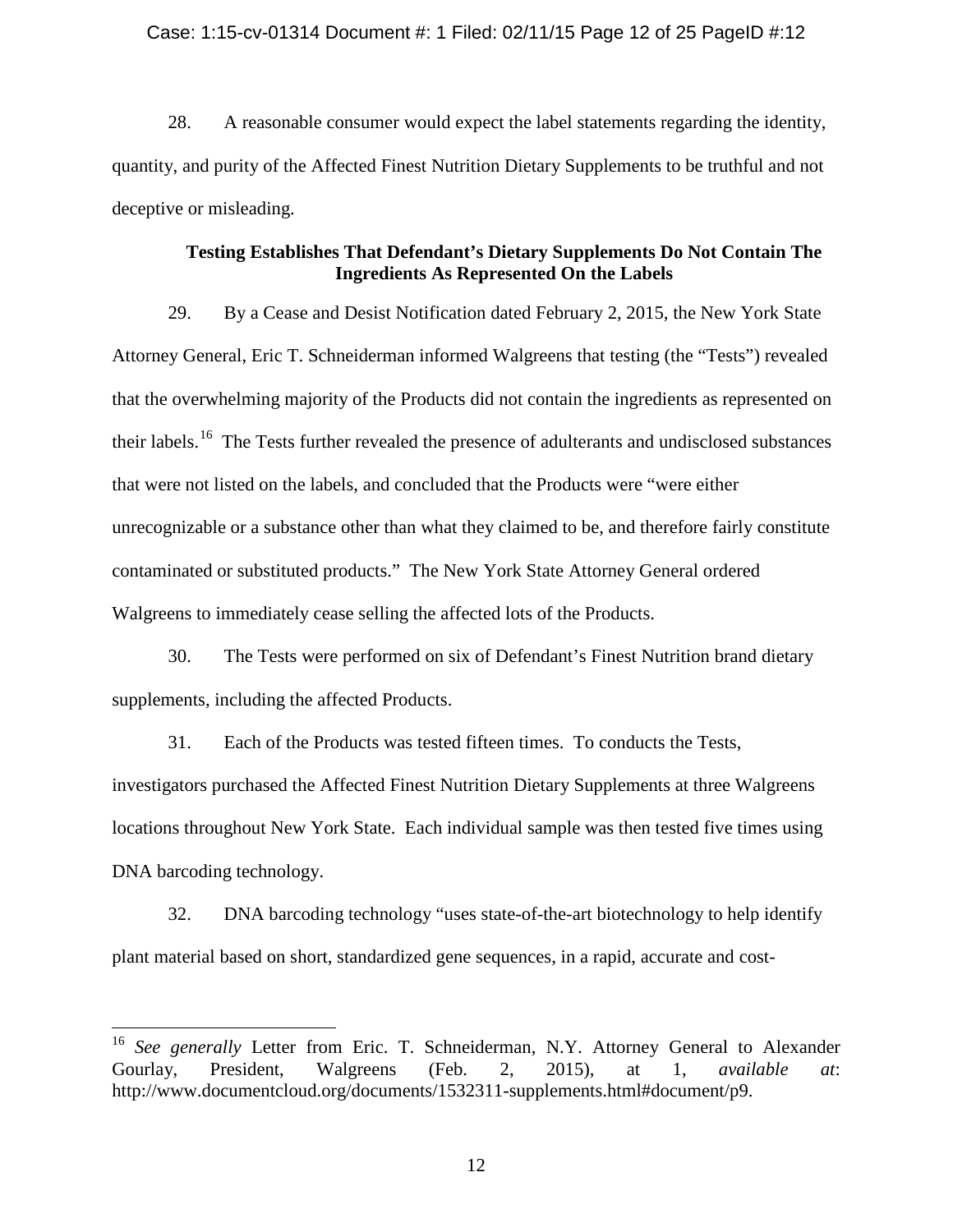28. A reasonable consumer would expect the label statements regarding the identity, quantity, and purity of the Affected Finest Nutrition Dietary Supplements to be truthful and not deceptive or misleading.

**Testing Establishes That Defendant's Dietary Supplements Do Not Contain The Ingredients As Represented On the Labels**

29. By a Cease and Desist Notification dated February 2, 2015, the New York State Attorney General, Eric T. Schneiderman informed Walgreens that testing (the "Tests") revealed that the overwhelming majority of the Products did not contain the ingredients as represented on their labels.[16] The Tests further revealed the presence of adulterants and undisclosed substances that were not listed on the labels, and concluded that the Products were "were either unrecognizable or a substance other than what they claimed to be, and therefore fairly constitute contaminated or substituted products." The New York State Attorney General ordered Walgreens to immediately cease selling the affected lots of the Products.

30. The Tests were performed on six of Defendant's Finest Nutrition brand dietary supplements, including the affected Products.

31. Each of the Products was tested fifteen times. To conducts the Tests, investigators purchased the Affected Finest Nutrition Dietary Supplements at three Walgreens locations throughout New York State. Each individual sample was then tested five times using DNA barcoding technology.

32. DNA barcoding technology "uses state-of-the-art biotechnology to help identify plant material based on short, standardized gene sequences, in a rapid, accurate and cost-

[16] *See generally* Letter from Eric. T. Schneiderman, N.Y. Attorney General to Alexander Gourlay, President, Walgreens (Feb. 2, 2015), at 1, *available at*: http://www.documentcloud.org/documents/1532311-supplements.html#document/p9.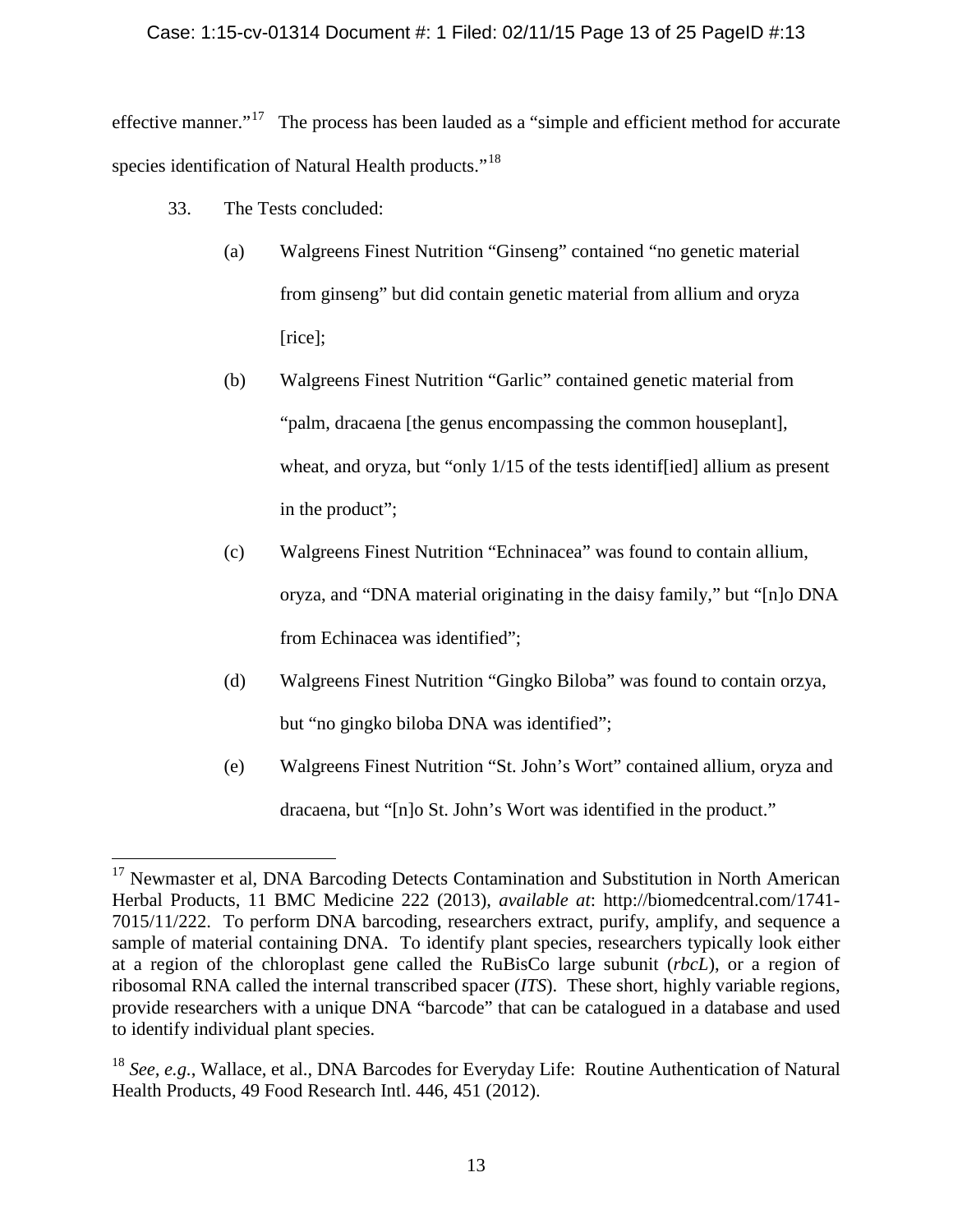effective manner."[17] The process has been lauded as a "simple and efficient method for accurate species identification of Natural Health products."[18]

33. The Tests concluded:

(a) Walgreens Finest Nutrition "Ginseng" contained "no genetic material from ginseng" but did contain genetic material from allium and oryza [rice];

(b) Walgreens Finest Nutrition "Garlic" contained genetic material from "palm, dracaena [the genus encompassing the common houseplant], wheat, and oryza, but "only 1/15 of the tests identif[ied] allium as present in the product";

(c) Walgreens Finest Nutrition "Echninacea" was found to contain allium, oryza, and "DNA material originating in the daisy family," but "[n]o DNA from Echinacea was identified";

(d) Walgreens Finest Nutrition "Gingko Biloba" was found to contain orzya, but "no gingko biloba DNA was identified";

(e) Walgreens Finest Nutrition "St. John's Wort" contained allium, oryza and dracaena, but "[n]o St. John's Wort was identified in the product."

---

[17] Newmaster et al, DNA Barcoding Detects Contamination and Substitution in North American Herbal Products, 11 BMC Medicine 222 (2013), *available at*: http://biomedcentral.com/1741-7015/11/222. To perform DNA barcoding, researchers extract, purify, amplify, and sequence a sample of material containing DNA. To identify plant species, researchers typically look either at a region of the chloroplast gene called the RuBisCo large subunit (*rbcL*), or a region of ribosomal RNA called the internal transcribed spacer (*ITS*). These short, highly variable regions, provide researchers with a unique DNA "barcode" that can be catalogued in a database and used to identify individual plant species.

[18] *See, e.g.*, Wallace, et al., DNA Barcodes for Everyday Life: Routine Authentication of Natural Health Products, 49 Food Research Intl. 446, 451 (2012).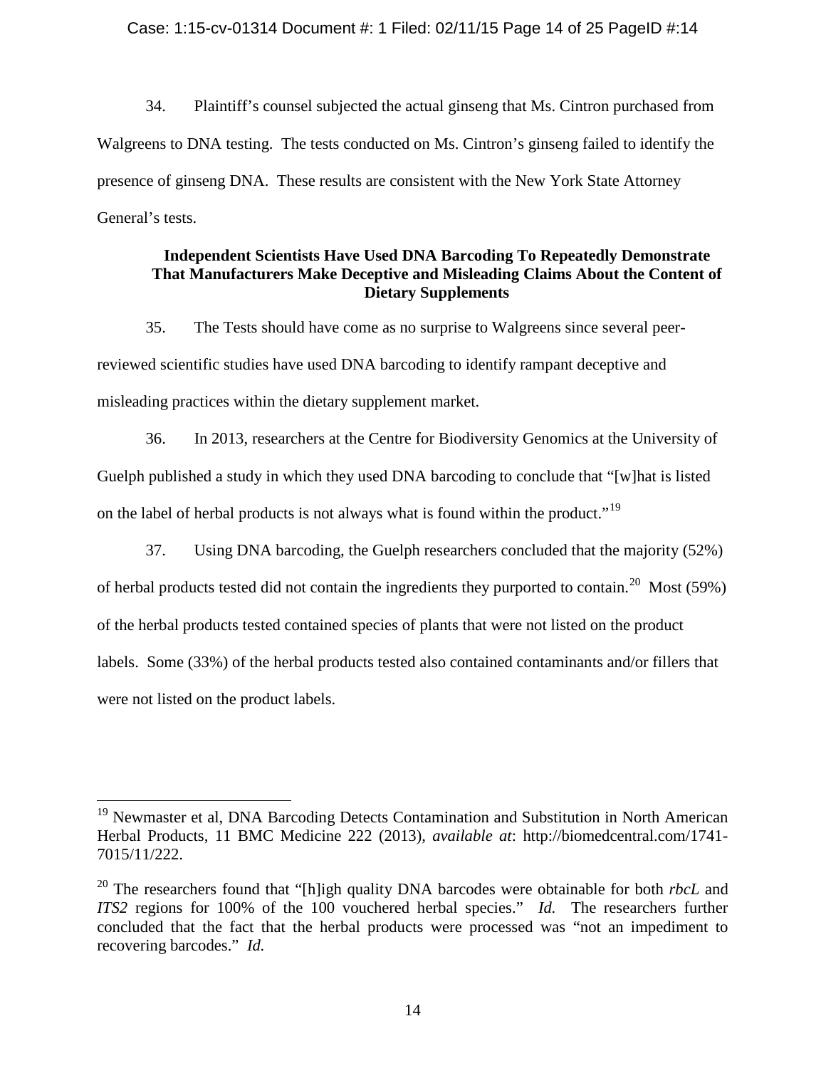34. Plaintiff's counsel subjected the actual ginseng that Ms. Cintron purchased from Walgreens to DNA testing. The tests conducted on Ms. Cintron's ginseng failed to identify the presence of ginseng DNA. These results are consistent with the New York State Attorney General's tests.

### Independent Scientists Have Used DNA Barcoding To Repeatedly Demonstrate That Manufacturers Make Deceptive and Misleading Claims About the Content of Dietary Supplements

35. The Tests should have come as no surprise to Walgreens since several peer-reviewed scientific studies have used DNA barcoding to identify rampant deceptive and misleading practices within the dietary supplement market.

36. In 2013, researchers at the Centre for Biodiversity Genomics at the University of Guelph published a study in which they used DNA barcoding to conclude that "[w]hat is listed on the label of herbal products is not always what is found within the product."[19]

37. Using DNA barcoding, the Guelph researchers concluded that the majority (52%) of herbal products tested did not contain the ingredients they purported to contain.[20] Most (59%) of the herbal products tested contained species of plants that were not listed on the product labels. Some (33%) of the herbal products tested also contained contaminants and/or fillers that were not listed on the product labels.

---

[19] Newmaster et al, DNA Barcoding Detects Contamination and Substitution in North American Herbal Products, 11 BMC Medicine 222 (2013), *available at*: http://biomedcentral.com/1741-7015/11/222.

[20] The researchers found that "[h]igh quality DNA barcodes were obtainable for both *rbcL* and *ITS2* regions for 100% of the 100 vouchered herbal species." *Id.* The researchers further concluded that the fact that the herbal products were processed was "not an impediment to recovering barcodes." *Id.*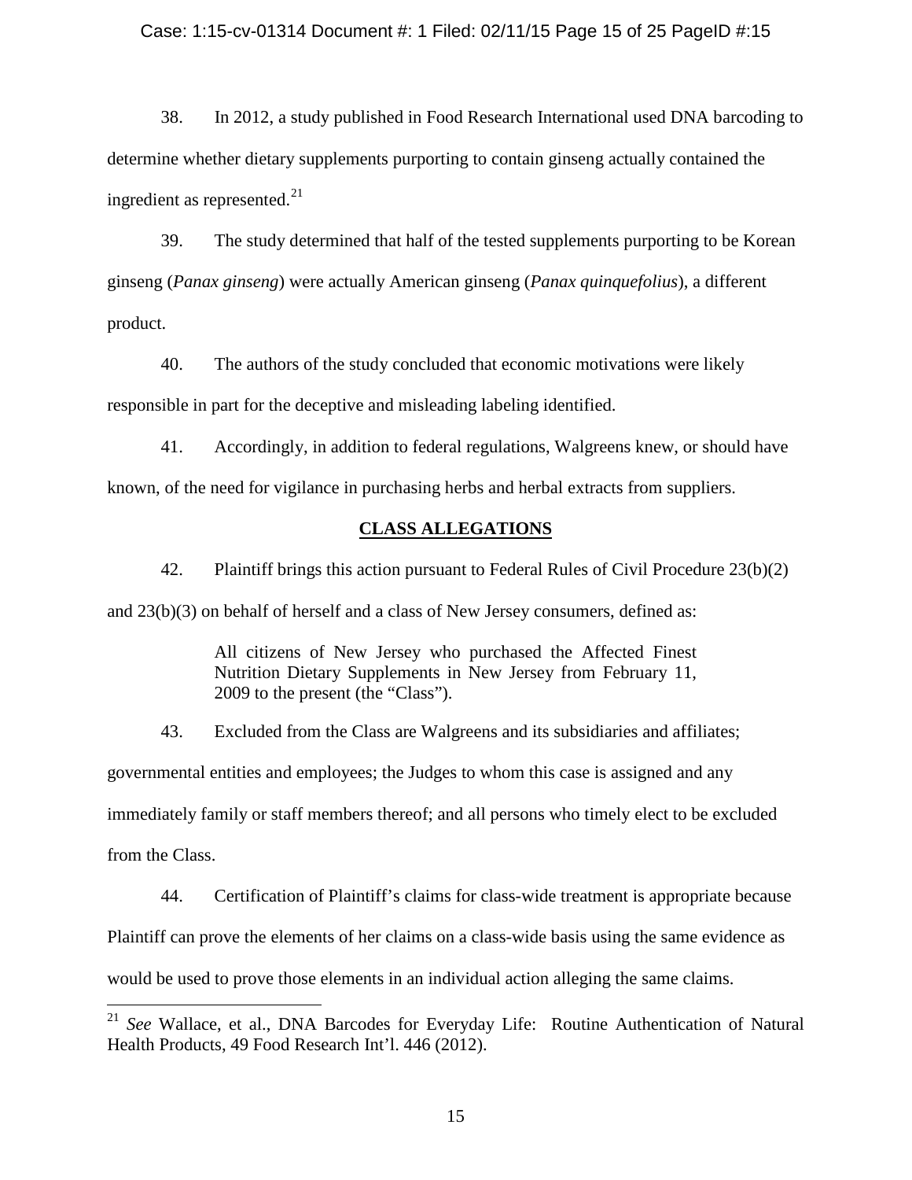38. In 2012, a study published in Food Research International used DNA barcoding to determine whether dietary supplements purporting to contain ginseng actually contained the ingredient as represented.[21]

39. The study determined that half of the tested supplements purporting to be Korean ginseng (*Panax ginseng*) were actually American ginseng (*Panax quinquefolius*), a different product.

40. The authors of the study concluded that economic motivations were likely responsible in part for the deceptive and misleading labeling identified.

41. Accordingly, in addition to federal regulations, Walgreens knew, or should have known, of the need for vigilance in purchasing herbs and herbal extracts from suppliers.

## CLASS ALLEGATIONS

42. Plaintiff brings this action pursuant to Federal Rules of Civil Procedure 23(b)(2) and 23(b)(3) on behalf of herself and a class of New Jersey consumers, defined as:

> All citizens of New Jersey who purchased the Affected Finest Nutrition Dietary Supplements in New Jersey from February 11, 2009 to the present (the "Class").

43. Excluded from the Class are Walgreens and its subsidiaries and affiliates; governmental entities and employees; the Judges to whom this case is assigned and any immediately family or staff members thereof; and all persons who timely elect to be excluded from the Class.

44. Certification of Plaintiff's claims for class-wide treatment is appropriate because Plaintiff can prove the elements of her claims on a class-wide basis using the same evidence as would be used to prove those elements in an individual action alleging the same claims.

---

[21] *See* Wallace, et al., DNA Barcodes for Everyday Life: Routine Authentication of Natural Health Products, 49 Food Research Int'l. 446 (2012).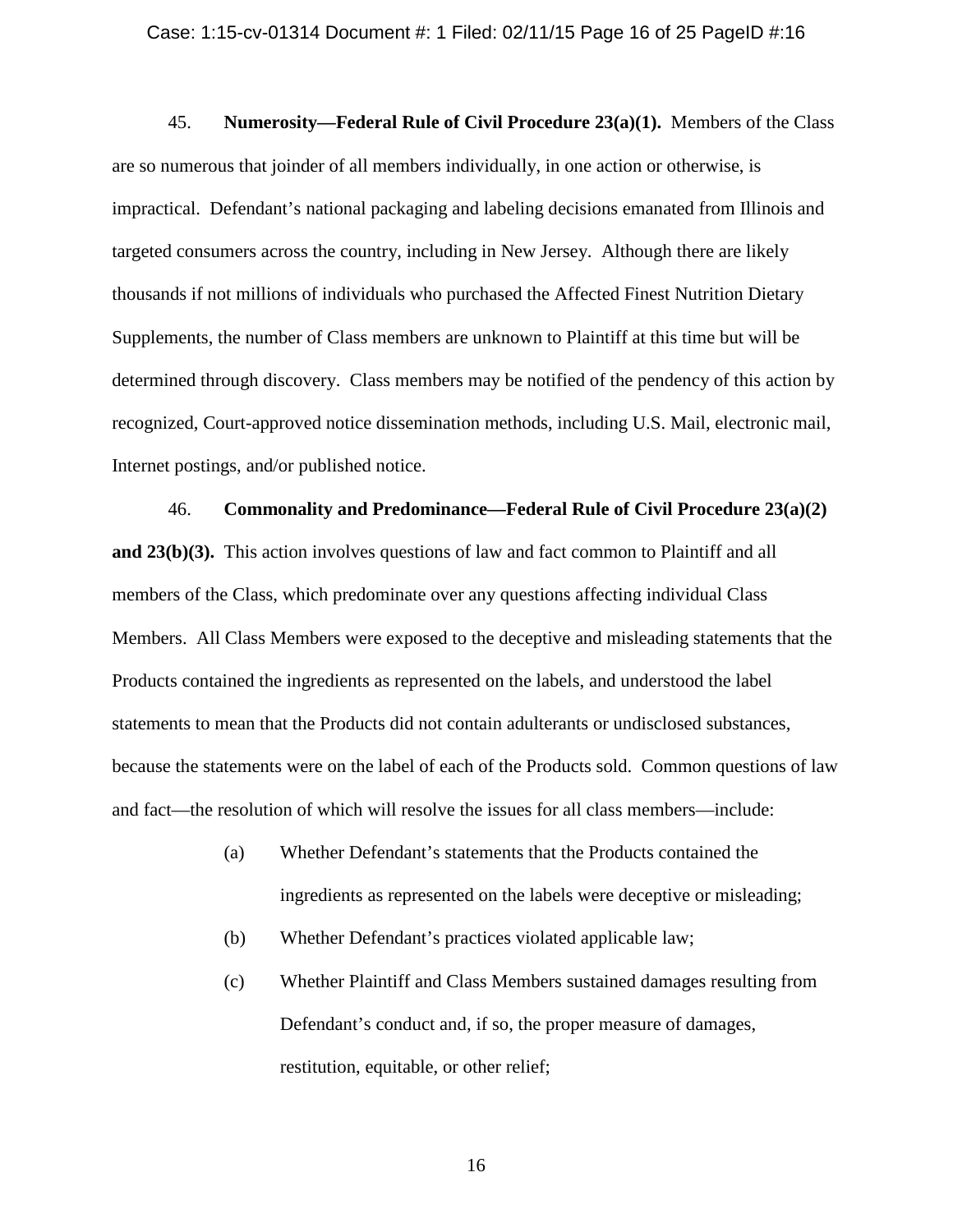45. **Numerosity—Federal Rule of Civil Procedure 23(a)(1).** Members of the Class are so numerous that joinder of all members individually, in one action or otherwise, is impractical. Defendant's national packaging and labeling decisions emanated from Illinois and targeted consumers across the country, including in New Jersey. Although there are likely thousands if not millions of individuals who purchased the Affected Finest Nutrition Dietary Supplements, the number of Class members are unknown to Plaintiff at this time but will be determined through discovery. Class members may be notified of the pendency of this action by recognized, Court-approved notice dissemination methods, including U.S. Mail, electronic mail, Internet postings, and/or published notice.

46. **Commonality and Predominance—Federal Rule of Civil Procedure 23(a)(2) and 23(b)(3).** This action involves questions of law and fact common to Plaintiff and all members of the Class, which predominate over any questions affecting individual Class Members. All Class Members were exposed to the deceptive and misleading statements that the Products contained the ingredients as represented on the labels, and understood the label statements to mean that the Products did not contain adulterants or undisclosed substances, because the statements were on the label of each of the Products sold. Common questions of law and fact—the resolution of which will resolve the issues for all class members—include:

(a) Whether Defendant's statements that the Products contained the ingredients as represented on the labels were deceptive or misleading;

(b) Whether Defendant's practices violated applicable law;

(c) Whether Plaintiff and Class Members sustained damages resulting from Defendant's conduct and, if so, the proper measure of damages, restitution, equitable, or other relief;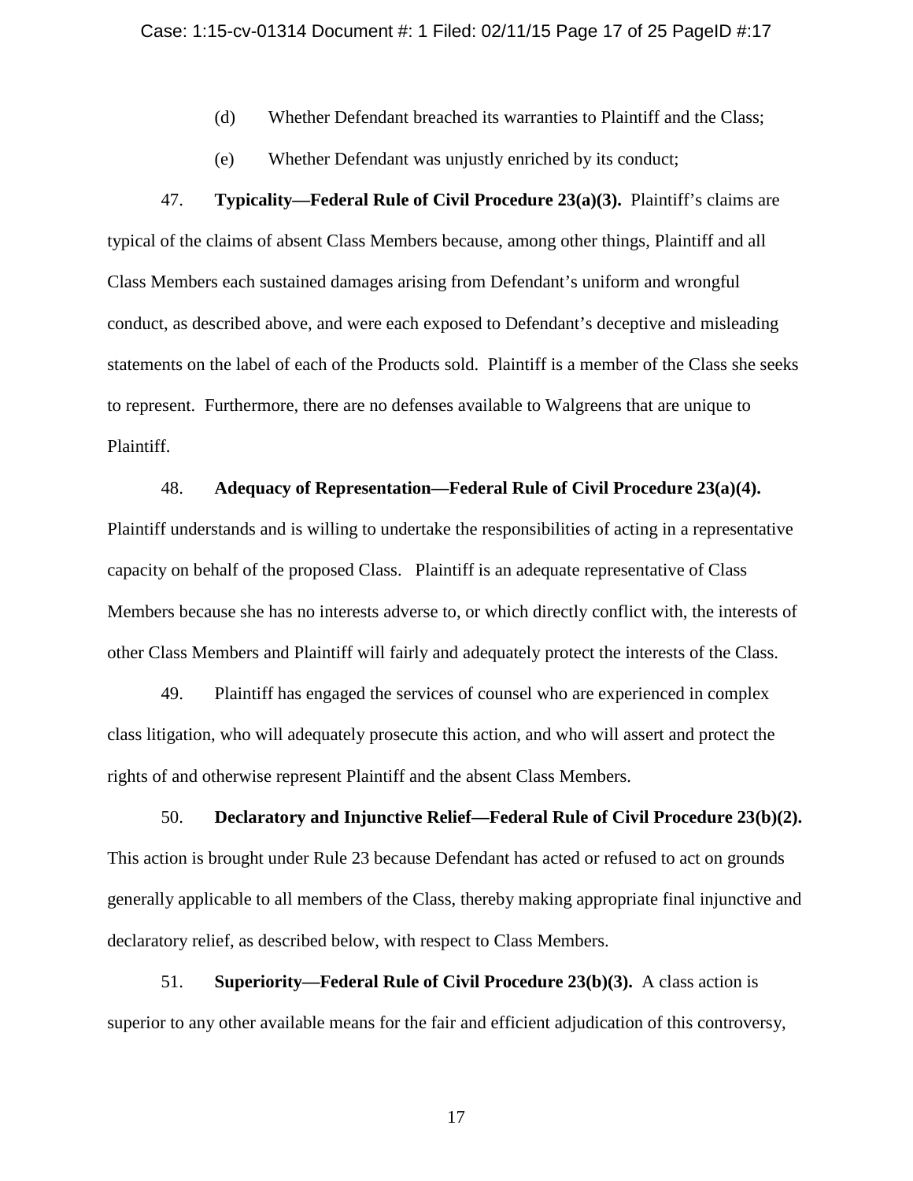(d) Whether Defendant breached its warranties to Plaintiff and the Class;

(e) Whether Defendant was unjustly enriched by its conduct;

47. **Typicality—Federal Rule of Civil Procedure 23(a)(3).** Plaintiff's claims are typical of the claims of absent Class Members because, among other things, Plaintiff and all Class Members each sustained damages arising from Defendant's uniform and wrongful conduct, as described above, and were each exposed to Defendant's deceptive and misleading statements on the label of each of the Products sold. Plaintiff is a member of the Class she seeks to represent. Furthermore, there are no defenses available to Walgreens that are unique to Plaintiff.

48. **Adequacy of Representation—Federal Rule of Civil Procedure 23(a)(4).** Plaintiff understands and is willing to undertake the responsibilities of acting in a representative capacity on behalf of the proposed Class. Plaintiff is an adequate representative of Class Members because she has no interests adverse to, or which directly conflict with, the interests of other Class Members and Plaintiff will fairly and adequately protect the interests of the Class.

49. Plaintiff has engaged the services of counsel who are experienced in complex class litigation, who will adequately prosecute this action, and who will assert and protect the rights of and otherwise represent Plaintiff and the absent Class Members.

50. **Declaratory and Injunctive Relief—Federal Rule of Civil Procedure 23(b)(2).** This action is brought under Rule 23 because Defendant has acted or refused to act on grounds generally applicable to all members of the Class, thereby making appropriate final injunctive and declaratory relief, as described below, with respect to Class Members.

51. **Superiority—Federal Rule of Civil Procedure 23(b)(3).** A class action is superior to any other available means for the fair and efficient adjudication of this controversy,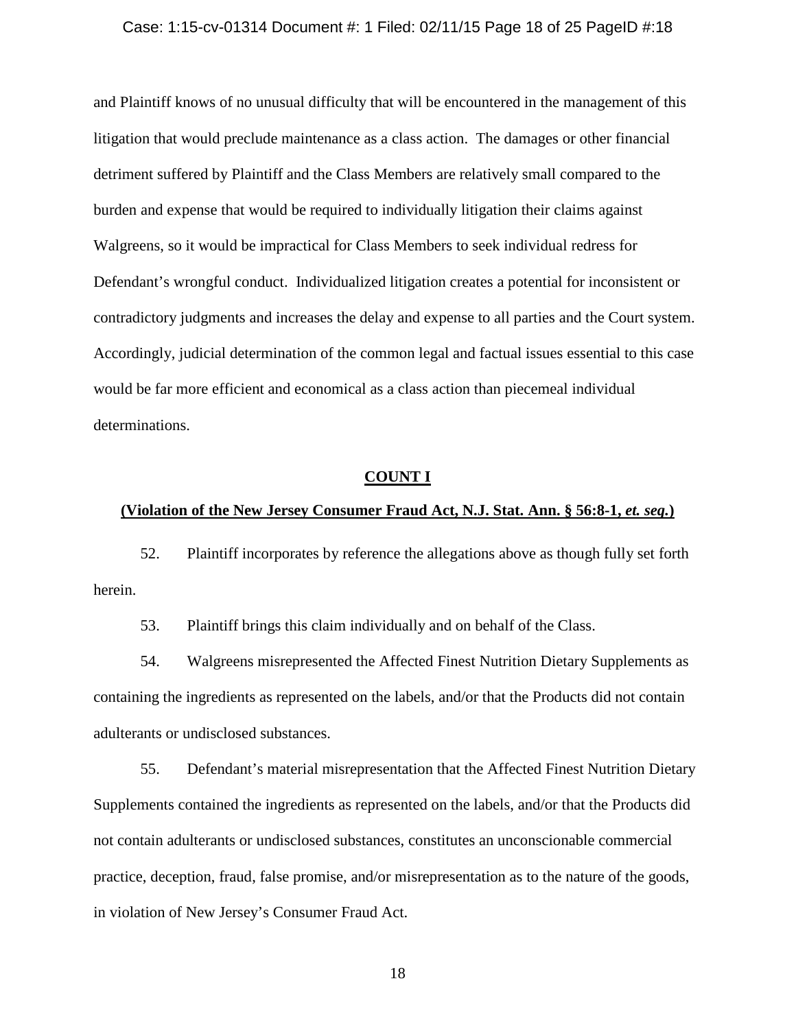and Plaintiff knows of no unusual difficulty that will be encountered in the management of this litigation that would preclude maintenance as a class action. The damages or other financial detriment suffered by Plaintiff and the Class Members are relatively small compared to the burden and expense that would be required to individually litigation their claims against Walgreens, so it would be impractical for Class Members to seek individual redress for Defendant's wrongful conduct. Individualized litigation creates a potential for inconsistent or contradictory judgments and increases the delay and expense to all parties and the Court system. Accordingly, judicial determination of the common legal and factual issues essential to this case would be far more efficient and economical as a class action than piecemeal individual determinations.

**COUNT I**

**(Violation of the New Jersey Consumer Fraud Act, N.J. Stat. Ann. § 56:8-1, *et. seq.*)**

52. Plaintiff incorporates by reference the allegations above as though fully set forth herein.

53. Plaintiff brings this claim individually and on behalf of the Class.

54. Walgreens misrepresented the Affected Finest Nutrition Dietary Supplements as containing the ingredients as represented on the labels, and/or that the Products did not contain adulterants or undisclosed substances.

55. Defendant's material misrepresentation that the Affected Finest Nutrition Dietary Supplements contained the ingredients as represented on the labels, and/or that the Products did not contain adulterants or undisclosed substances, constitutes an unconscionable commercial practice, deception, fraud, false promise, and/or misrepresentation as to the nature of the goods, in violation of New Jersey's Consumer Fraud Act.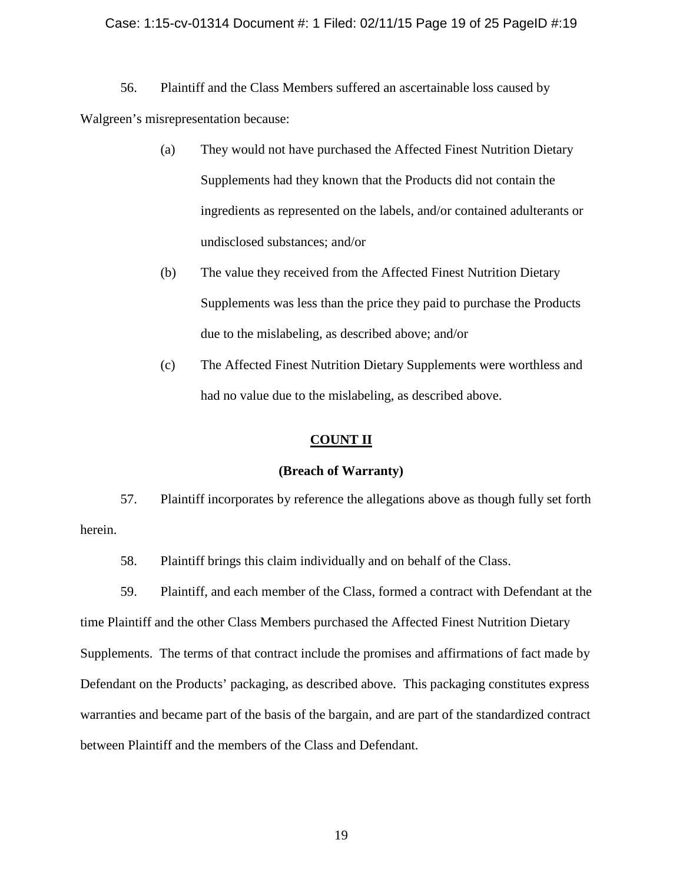56. Plaintiff and the Class Members suffered an ascertainable loss caused by Walgreen's misrepresentation because:

(a) They would not have purchased the Affected Finest Nutrition Dietary Supplements had they known that the Products did not contain the ingredients as represented on the labels, and/or contained adulterants or undisclosed substances; and/or

(b) The value they received from the Affected Finest Nutrition Dietary Supplements was less than the price they paid to purchase the Products due to the mislabeling, as described above; and/or

(c) The Affected Finest Nutrition Dietary Supplements were worthless and had no value due to the mislabeling, as described above.

## COUNT II

### (Breach of Warranty)

57. Plaintiff incorporates by reference the allegations above as though fully set forth herein.

58. Plaintiff brings this claim individually and on behalf of the Class.

59. Plaintiff, and each member of the Class, formed a contract with Defendant at the time Plaintiff and the other Class Members purchased the Affected Finest Nutrition Dietary Supplements. The terms of that contract include the promises and affirmations of fact made by Defendant on the Products' packaging, as described above. This packaging constitutes express warranties and became part of the basis of the bargain, and are part of the standardized contract between Plaintiff and the members of the Class and Defendant.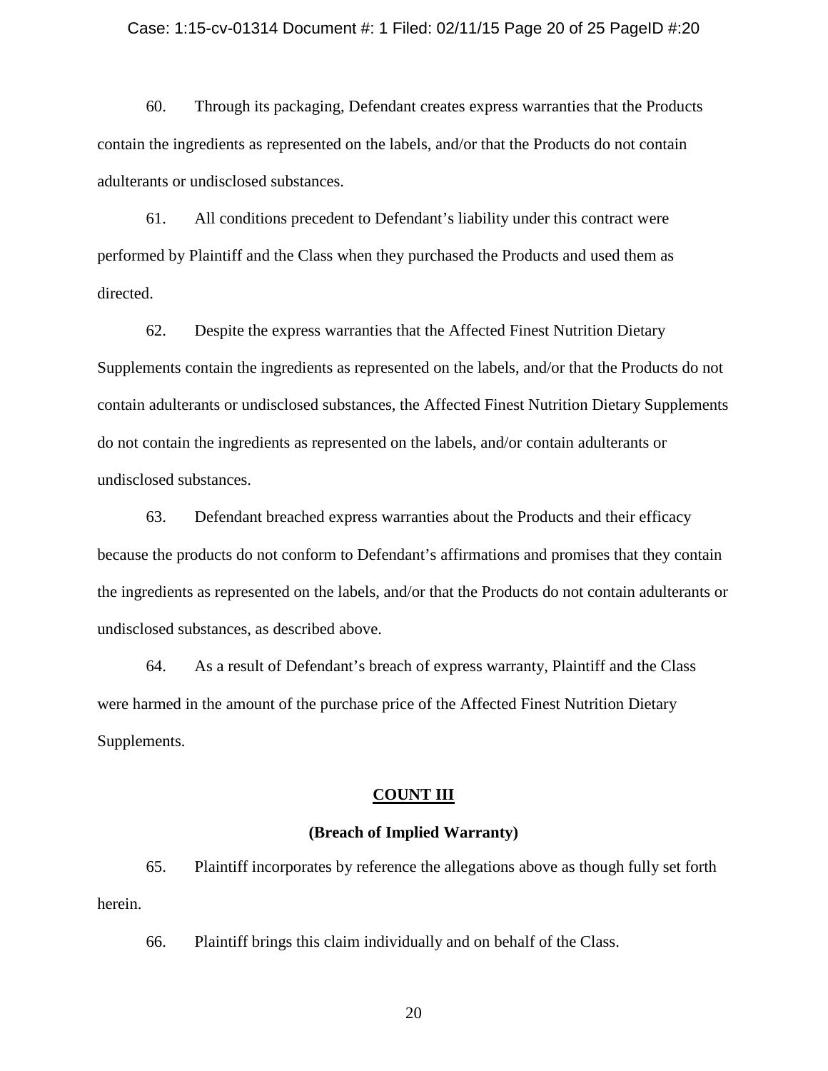60. Through its packaging, Defendant creates express warranties that the Products contain the ingredients as represented on the labels, and/or that the Products do not contain adulterants or undisclosed substances.

61. All conditions precedent to Defendant's liability under this contract were performed by Plaintiff and the Class when they purchased the Products and used them as directed.

62. Despite the express warranties that the Affected Finest Nutrition Dietary Supplements contain the ingredients as represented on the labels, and/or that the Products do not contain adulterants or undisclosed substances, the Affected Finest Nutrition Dietary Supplements do not contain the ingredients as represented on the labels, and/or contain adulterants or undisclosed substances.

63. Defendant breached express warranties about the Products and their efficacy because the products do not conform to Defendant's affirmations and promises that they contain the ingredients as represented on the labels, and/or that the Products do not contain adulterants or undisclosed substances, as described above.

64. As a result of Defendant's breach of express warranty, Plaintiff and the Class were harmed in the amount of the purchase price of the Affected Finest Nutrition Dietary Supplements.

## COUNT III

### (Breach of Implied Warranty)

65. Plaintiff incorporates by reference the allegations above as though fully set forth herein.

66. Plaintiff brings this claim individually and on behalf of the Class.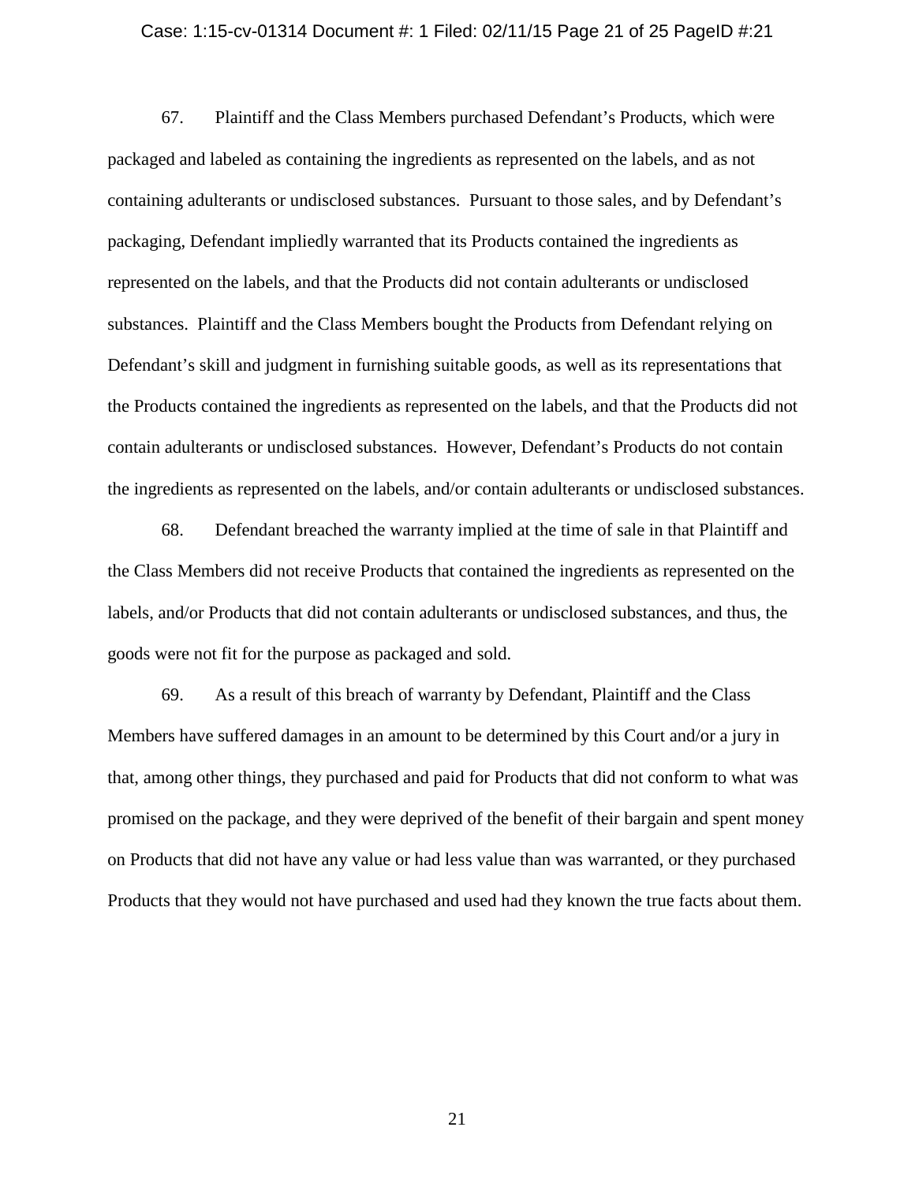67. Plaintiff and the Class Members purchased Defendant's Products, which were packaged and labeled as containing the ingredients as represented on the labels, and as not containing adulterants or undisclosed substances. Pursuant to those sales, and by Defendant's packaging, Defendant impliedly warranted that its Products contained the ingredients as represented on the labels, and that the Products did not contain adulterants or undisclosed substances. Plaintiff and the Class Members bought the Products from Defendant relying on Defendant's skill and judgment in furnishing suitable goods, as well as its representations that the Products contained the ingredients as represented on the labels, and that the Products did not contain adulterants or undisclosed substances. However, Defendant's Products do not contain the ingredients as represented on the labels, and/or contain adulterants or undisclosed substances.

68. Defendant breached the warranty implied at the time of sale in that Plaintiff and the Class Members did not receive Products that contained the ingredients as represented on the labels, and/or Products that did not contain adulterants or undisclosed substances, and thus, the goods were not fit for the purpose as packaged and sold.

69. As a result of this breach of warranty by Defendant, Plaintiff and the Class Members have suffered damages in an amount to be determined by this Court and/or a jury in that, among other things, they purchased and paid for Products that did not conform to what was promised on the package, and they were deprived of the benefit of their bargain and spent money on Products that did not have any value or had less value than was warranted, or they purchased Products that they would not have purchased and used had they known the true facts about them.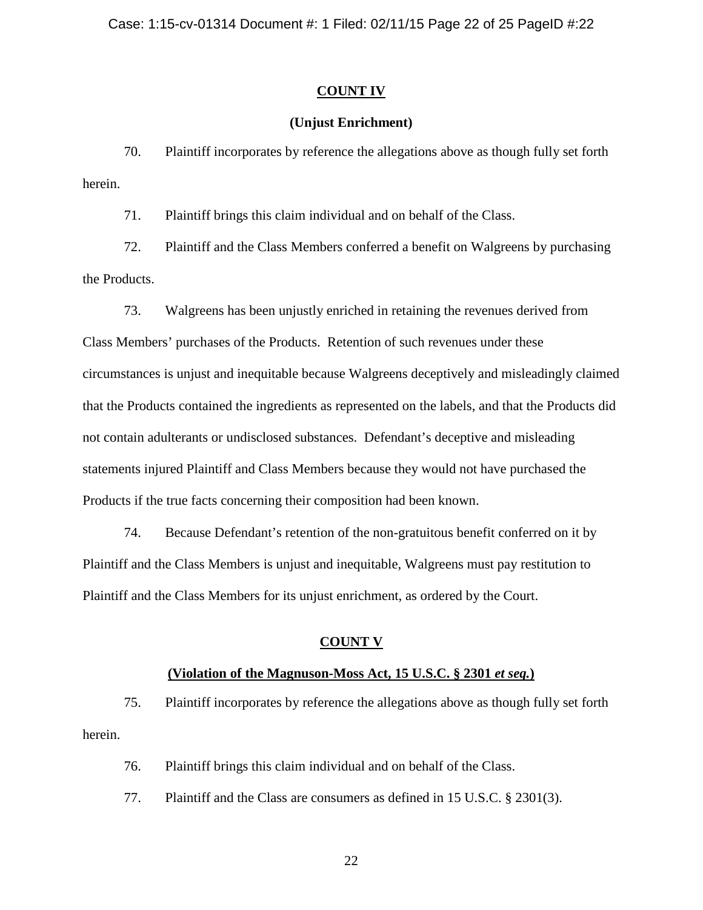## COUNT IV

### (Unjust Enrichment)

70. Plaintiff incorporates by reference the allegations above as though fully set forth herein.

71. Plaintiff brings this claim individual and on behalf of the Class.

72. Plaintiff and the Class Members conferred a benefit on Walgreens by purchasing the Products.

73. Walgreens has been unjustly enriched in retaining the revenues derived from Class Members' purchases of the Products. Retention of such revenues under these circumstances is unjust and inequitable because Walgreens deceptively and misleadingly claimed that the Products contained the ingredients as represented on the labels, and that the Products did not contain adulterants or undisclosed substances. Defendant's deceptive and misleading statements injured Plaintiff and Class Members because they would not have purchased the Products if the true facts concerning their composition had been known.

74. Because Defendant's retention of the non-gratuitous benefit conferred on it by Plaintiff and the Class Members is unjust and inequitable, Walgreens must pay restitution to Plaintiff and the Class Members for its unjust enrichment, as ordered by the Court.

## COUNT V

### (Violation of the Magnuson-Moss Act, 15 U.S.C. § 2301 *et seq.*)

75. Plaintiff incorporates by reference the allegations above as though fully set forth herein.

76. Plaintiff brings this claim individual and on behalf of the Class.

77. Plaintiff and the Class are consumers as defined in 15 U.S.C. § 2301(3).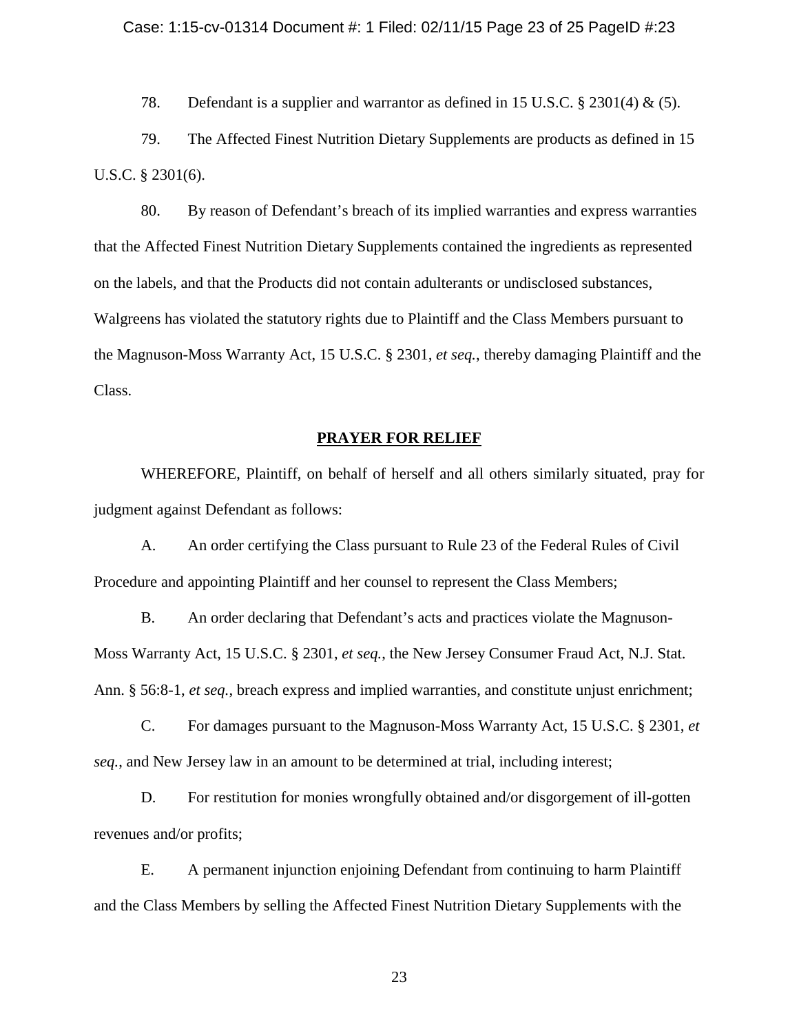78. Defendant is a supplier and warrantor as defined in 15 U.S.C. § 2301(4) & (5).

79. The Affected Finest Nutrition Dietary Supplements are products as defined in 15 U.S.C. § 2301(6).

80. By reason of Defendant's breach of its implied warranties and express warranties that the Affected Finest Nutrition Dietary Supplements contained the ingredients as represented on the labels, and that the Products did not contain adulterants or undisclosed substances, Walgreens has violated the statutory rights due to Plaintiff and the Class Members pursuant to the Magnuson-Moss Warranty Act, 15 U.S.C. § 2301, *et seq.*, thereby damaging Plaintiff and the Class.

**PRAYER FOR RELIEF**

WHEREFORE, Plaintiff, on behalf of herself and all others similarly situated, pray for judgment against Defendant as follows:

A. An order certifying the Class pursuant to Rule 23 of the Federal Rules of Civil Procedure and appointing Plaintiff and her counsel to represent the Class Members;

B. An order declaring that Defendant's acts and practices violate the Magnuson-Moss Warranty Act, 15 U.S.C. § 2301, *et seq.*, the New Jersey Consumer Fraud Act, N.J. Stat. Ann. § 56:8-1, *et seq.*, breach express and implied warranties, and constitute unjust enrichment;

C. For damages pursuant to the Magnuson-Moss Warranty Act, 15 U.S.C. § 2301, *et seq.*, and New Jersey law in an amount to be determined at trial, including interest;

D. For restitution for monies wrongfully obtained and/or disgorgement of ill-gotten revenues and/or profits;

E. A permanent injunction enjoining Defendant from continuing to harm Plaintiff and the Class Members by selling the Affected Finest Nutrition Dietary Supplements with the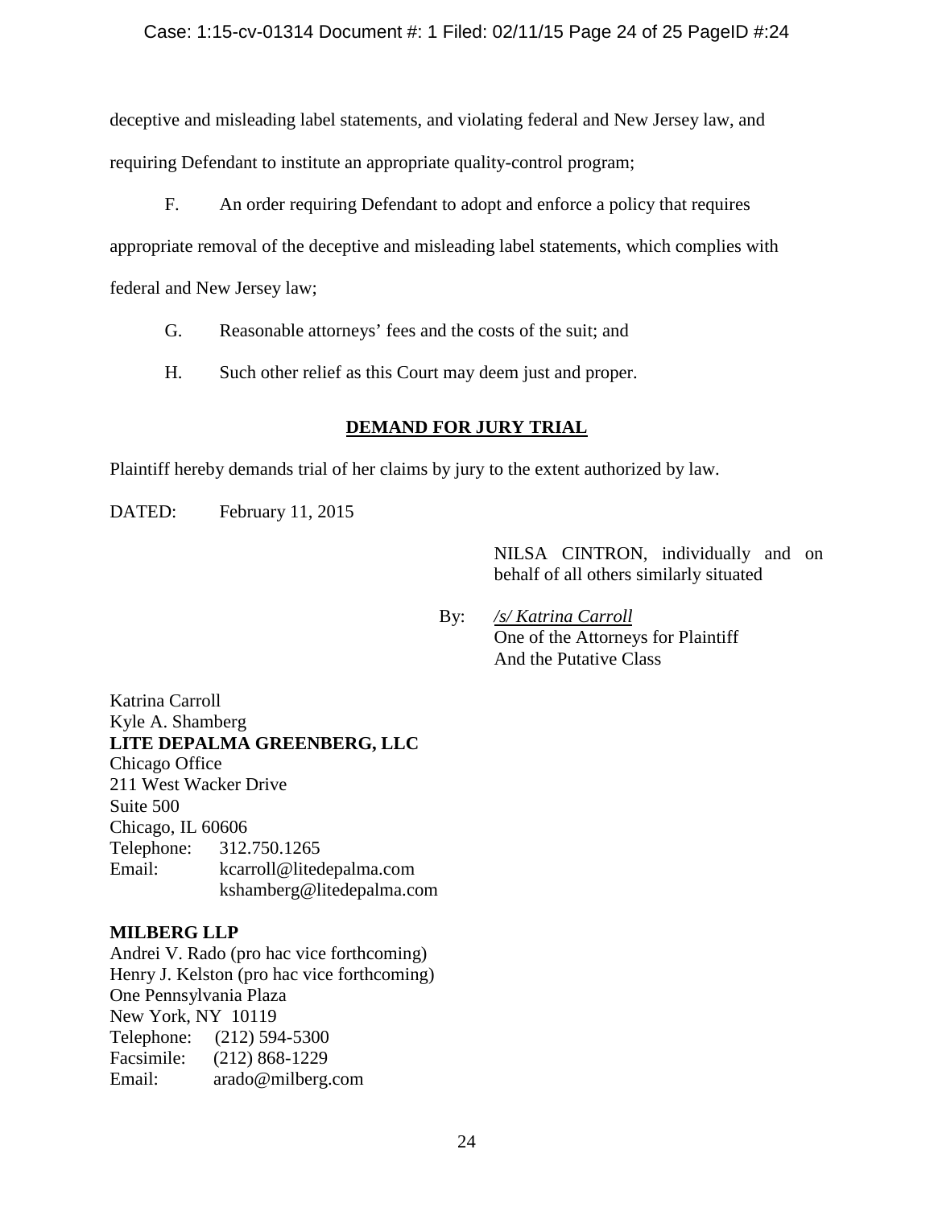deceptive and misleading label statements, and violating federal and New Jersey law, and requiring Defendant to institute an appropriate quality-control program;

F. An order requiring Defendant to adopt and enforce a policy that requires appropriate removal of the deceptive and misleading label statements, which complies with federal and New Jersey law;

G. Reasonable attorneys' fees and the costs of the suit; and

H. Such other relief as this Court may deem just and proper.

## DEMAND FOR JURY TRIAL

Plaintiff hereby demands trial of her claims by jury to the extent authorized by law.

DATED: February 11, 2015

NILSA CINTRON, individually and on behalf of all others similarly situated

By: */s/ Katrina Carroll*
One of the Attorneys for Plaintiff
And the Putative Class

Katrina Carroll
Kyle A. Shamberg
**LITE DEPALMA GREENBERG, LLC**
Chicago Office
211 West Wacker Drive
Suite 500
Chicago, IL 60606
Telephone: 312.750.1265
Email: kcarroll@litedepalma.com
kshamberg@litedepalma.com

**MILBERG LLP**
Andrei V. Rado (pro hac vice forthcoming)
Henry J. Kelston (pro hac vice forthcoming)
One Pennsylvania Plaza
New York, NY 10119
Telephone: (212) 594-5300
Facsimile: (212) 868-1229
Email: arado@milberg.com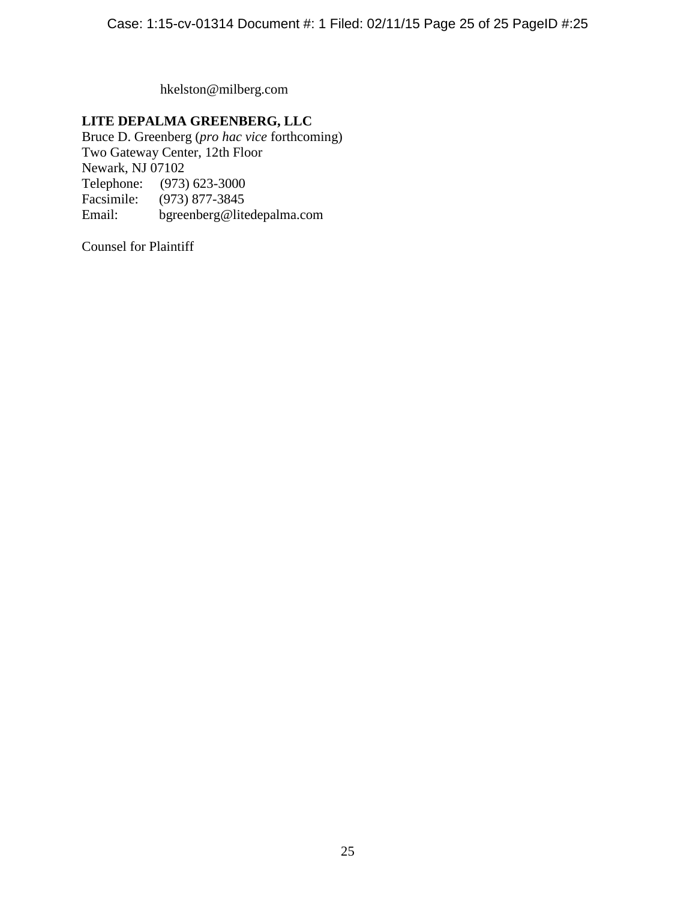hkelston@milberg.com

**LITE DEPALMA GREENBERG, LLC**
Bruce D. Greenberg (*pro hac vice* forthcoming)
Two Gateway Center, 12th Floor
Newark, NJ 07102
Telephone: (973) 623-3000
Facsimile: (973) 877-3845
Email: bgreenberg@litedepalma.com

Counsel for Plaintiff